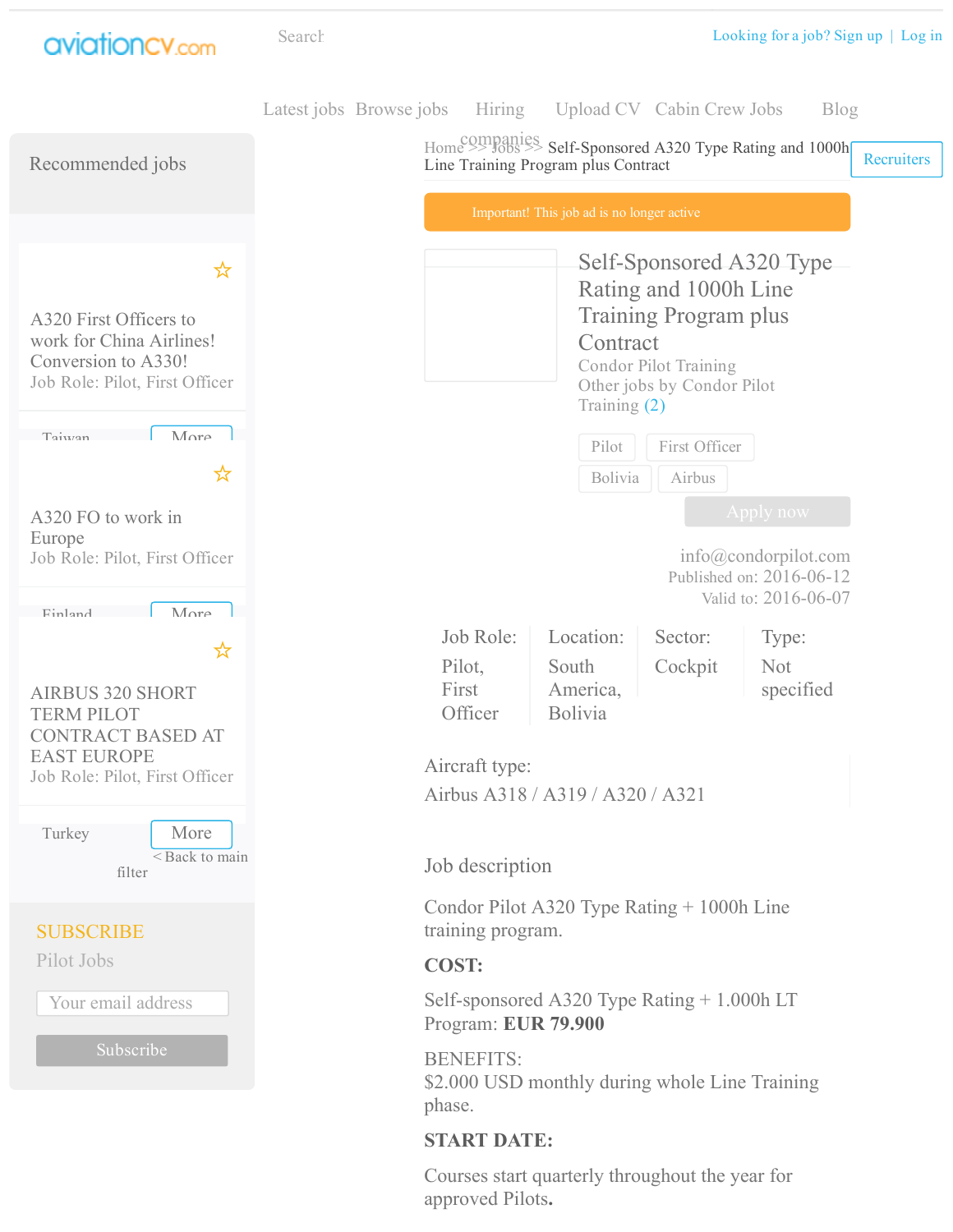aviationcv.com

Search

Looking for a job? Sign up | Log in

Latest jobs Browse jobs Hiring companies Upload CV Cabin Crew Jobs Blog

Recruiters

## Recommended jobs

☆

A320 First Officers to work for China Airlines! Conversion to A330!
Job Role: Pilot, First Officer

Taiwan — More

☆

A320 FO to work in Europe
Job Role: Pilot, First Officer

Finland — More

☆

AIRBUS 320 SHORT TERM PILOT CONTRACT BASED AT EAST EUROPE
Job Role: Pilot, First Officer

Turkey — More

< Back to main filter

SUBSCRIBE
Pilot Jobs

Your email address

Subscribe

Home >> Jobs >> Self-Sponsored A320 Type Rating and 1000h Line Training Program plus Contract

Important! This job ad is no longer active

# Self-Sponsored A320 Type Rating and 1000h Line Training Program plus Contract

Condor Pilot Training
Other jobs by Condor Pilot Training (2)

Pilot | First Officer | Bolivia | Airbus

Apply now

info@condorpilot.com
Published on: 2016-06-12
Valid to: 2016-06-07

| Job Role: | Location: | Sector: | Type: |
|---|---|---|---|
| Pilot, First Officer | South America, Bolivia | Cockpit | Not specified |

Aircraft type:
Airbus A318 / A319 / A320 / A321

## Job description

Condor Pilot A320 Type Rating + 1000h Line training program.

**COST:**

Self-sponsored A320 Type Rating + 1.000h LT Program: **EUR 79.900**

BENEFITS:
$2.000 USD monthly during whole Line Training phase.

**START DATE:**

Courses start quarterly throughout the year for approved Pilots**.**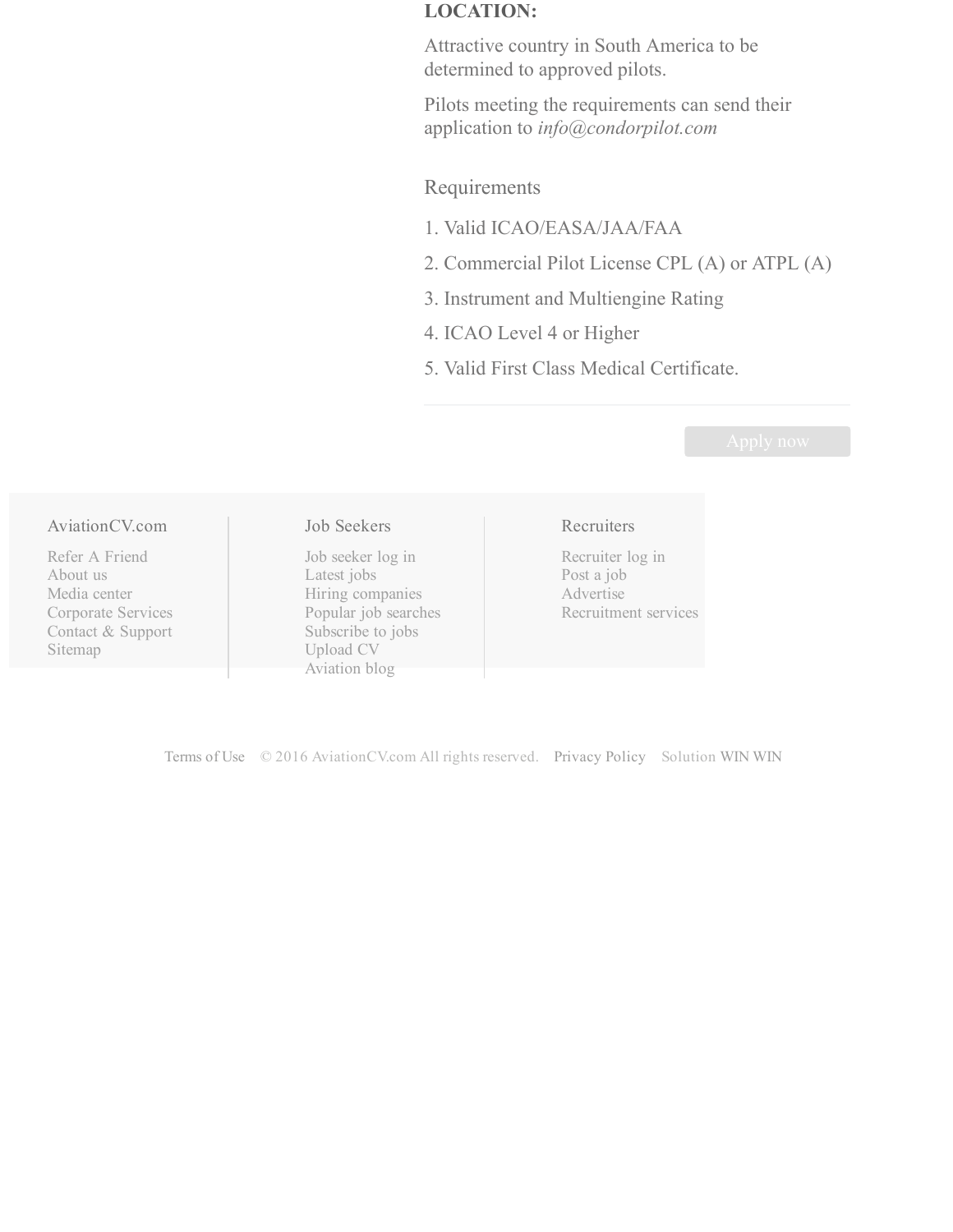**LOCATION:**

Attractive country in South America to be determined to approved pilots.

Pilots meeting the requirements can send their application to *info@condorpilot.com*

## Requirements

1. Valid ICAO/EASA/JAA/FAA
2. Commercial Pilot License CPL (A) or ATPL (A)
3. Instrument and Multiengine Rating
4. ICAO Level 4 or Higher
5. Valid First Class Medical Certificate.

---

Apply now

**AviationCV.com**

- Refer A Friend
- About us
- Media center
- Corporate Services
- Contact & Support
- Sitemap

**Job Seekers**

- Job seeker log in
- Latest jobs
- Hiring companies
- Popular job searches
- Subscribe to jobs
- Upload CV
- Aviation blog

**Recruiters**

- Recruiter log in
- Post a job
- Advertise
- Recruitment services

Terms of Use © 2016 AviationCV.com All rights reserved. Privacy Policy Solution WIN WIN